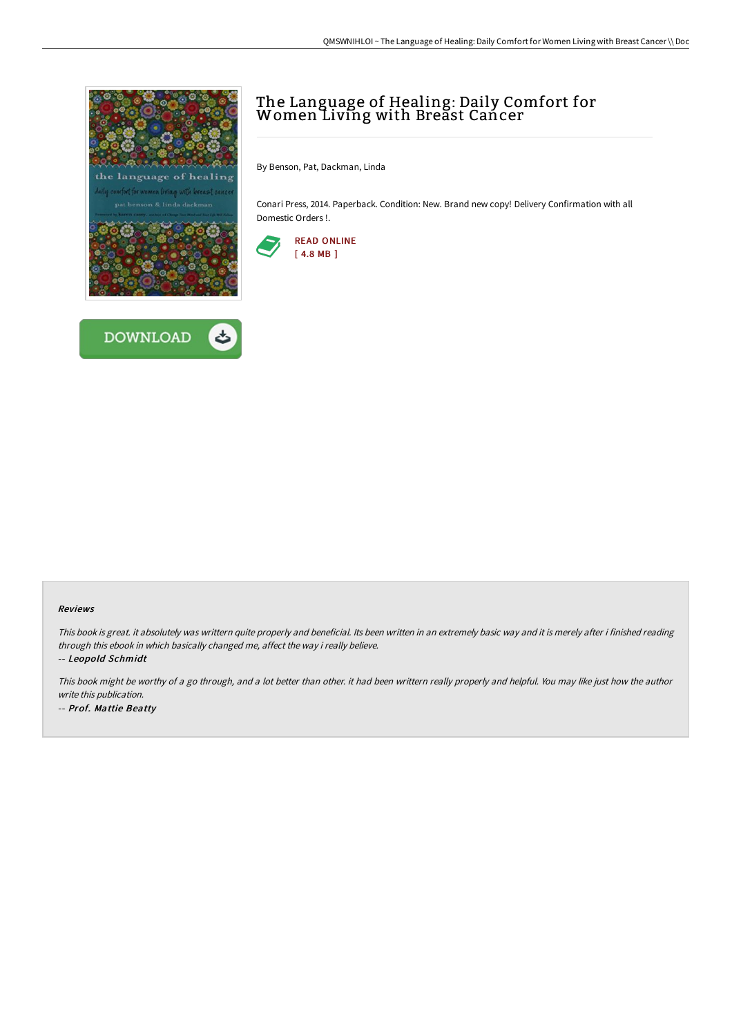# The Language of Healing: Daily Comfort for Women Living with Breast Cancer

By Benson, Pat, Dackman, Linda

Conari Press, 2014. Paperback. Condition: New. Brand new copy! Delivery Confirmation with all Domestic Orders !.

READ ONLINE
[ 4.8 MB ]

DOWNLOAD

### Reviews

*This book is great. it absolutely was writtern quite properly and beneficial. Its been written in an extremely basic way and it is merely after i finished reading through this ebook in which basically changed me, affect the way i really believe.*

-- ***Leopold Schmidt***

*This book might be worthy of a go through, and a lot better than other. it had been writtern really properly and helpful. You may like just how the author write this publication.*

-- ***Prof. Mattie Beatty***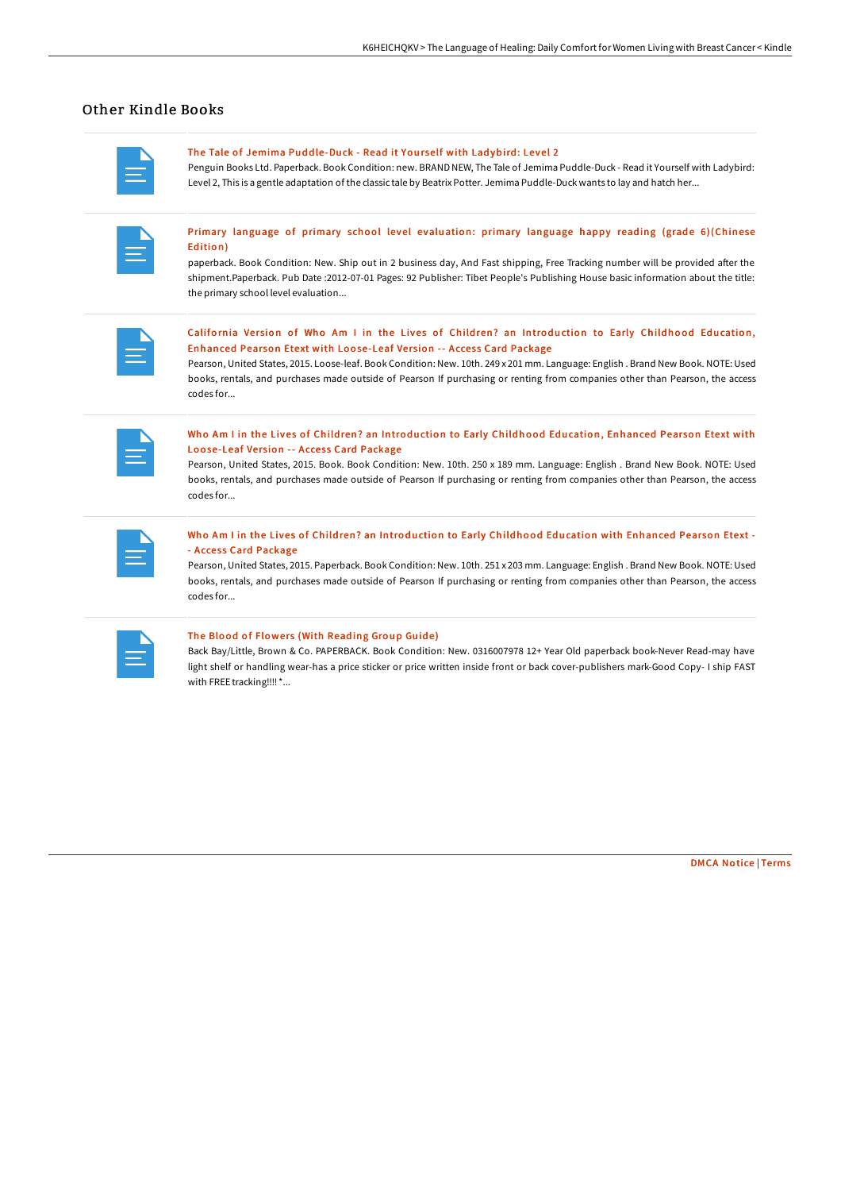## Other Kindle Books

### The Tale of Jemima Puddle-Duck - Read it Yourself with Ladybird: Level 2

Penguin Books Ltd. Paperback. Book Condition: new. BRAND NEW, The Tale of Jemima Puddle-Duck - Read it Yourself with Ladybird: Level 2, This is a gentle adaptation of the classic tale by Beatrix Potter. Jemima Puddle-Duck wants to lay and hatch her...

### Primary language of primary school level evaluation: primary language happy reading (grade 6)(Chinese Edition)

paperback. Book Condition: New. Ship out in 2 business day, And Fast shipping, Free Tracking number will be provided after the shipment.Paperback. Pub Date :2012-07-01 Pages: 92 Publisher: Tibet People's Publishing House basic information about the title: the primary school level evaluation...

### California Version of Who Am I in the Lives of Children? an Introduction to Early Childhood Education, Enhanced Pearson Etext with Loose-Leaf Version -- Access Card Package

Pearson, United States, 2015. Loose-leaf. Book Condition: New. 10th. 249 x 201 mm. Language: English . Brand New Book. NOTE: Used books, rentals, and purchases made outside of Pearson If purchasing or renting from companies other than Pearson, the access codes for...

### Who Am I in the Lives of Children? an Introduction to Early Childhood Education, Enhanced Pearson Etext with Loose-Leaf Version -- Access Card Package

Pearson, United States, 2015. Book. Book Condition: New. 10th. 250 x 189 mm. Language: English . Brand New Book. NOTE: Used books, rentals, and purchases made outside of Pearson If purchasing or renting from companies other than Pearson, the access codes for...

### Who Am I in the Lives of Children? an Introduction to Early Childhood Education with Enhanced Pearson Etext -- Access Card Package

Pearson, United States, 2015. Paperback. Book Condition: New. 10th. 251 x 203 mm. Language: English . Brand New Book. NOTE: Used books, rentals, and purchases made outside of Pearson If purchasing or renting from companies other than Pearson, the access codes for...

### The Blood of Flowers (With Reading Group Guide)

Back Bay/Little, Brown & Co. PAPERBACK. Book Condition: New. 0316007978 12+ Year Old paperback book-Never Read-may have light shelf or handling wear-has a price sticker or price written inside front or back cover-publishers mark-Good Copy- I ship FAST with FREE tracking!!!! *...

DMCA Notice | Terms